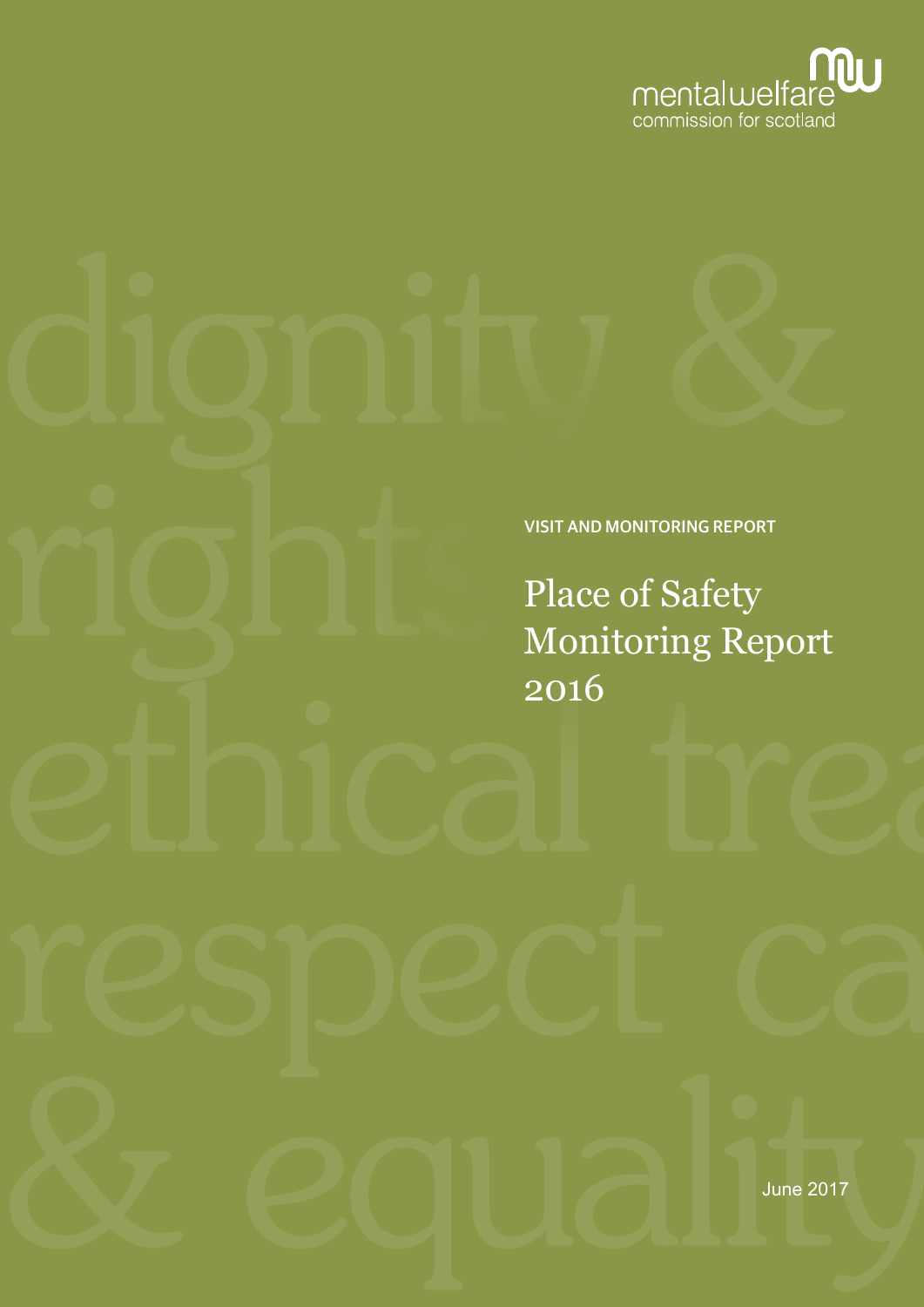mental welfare commission for scotland

VISIT AND MONITORING REPORT

# Place of Safety Monitoring Report 2016

June 2017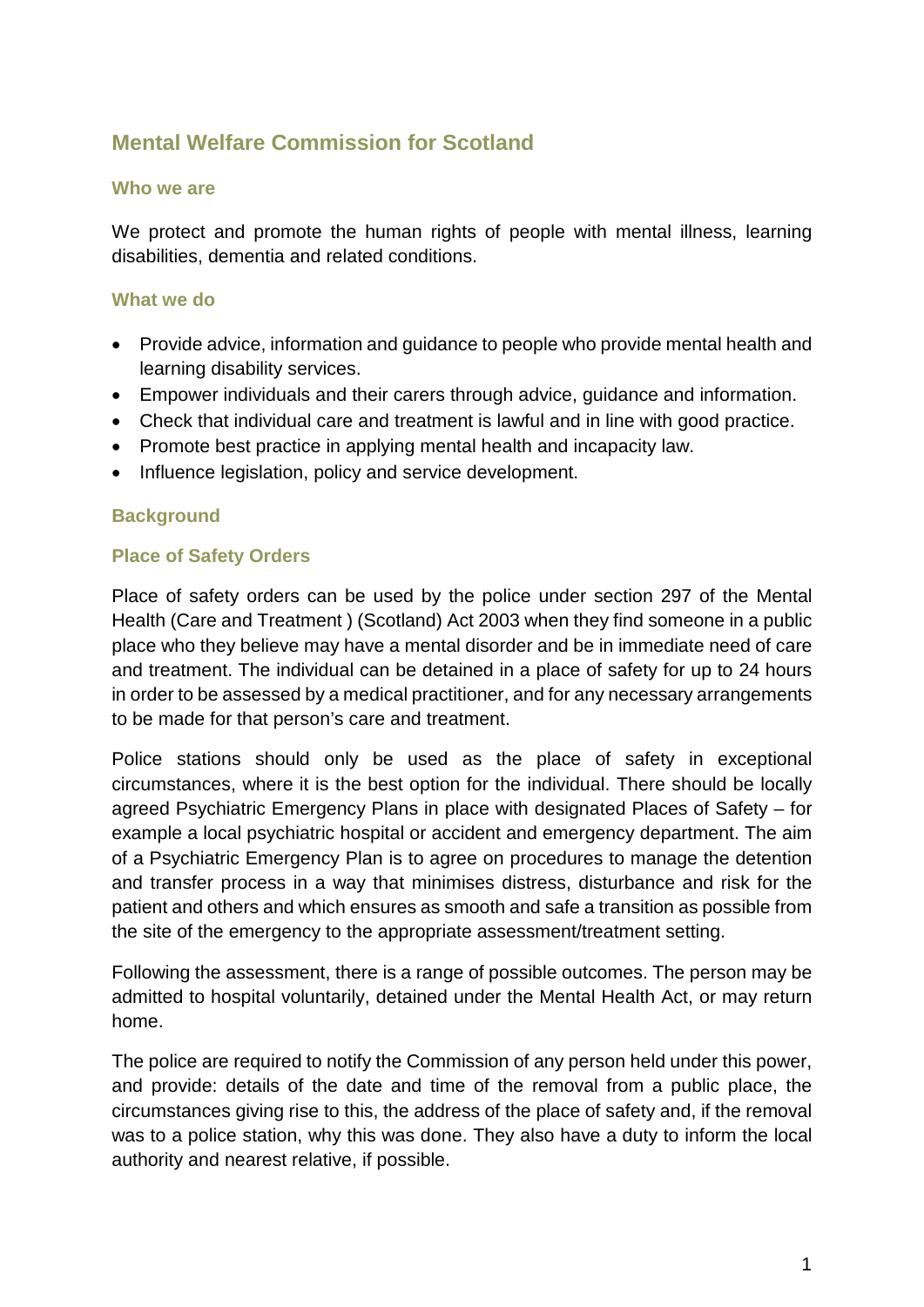## Mental Welfare Commission for Scotland

### Who we are

We protect and promote the human rights of people with mental illness, learning disabilities, dementia and related conditions.

### What we do

- Provide advice, information and guidance to people who provide mental health and learning disability services.
- Empower individuals and their carers through advice, guidance and information.
- Check that individual care and treatment is lawful and in line with good practice.
- Promote best practice in applying mental health and incapacity law.
- Influence legislation, policy and service development.

### Background

### Place of Safety Orders

Place of safety orders can be used by the police under section 297 of the Mental Health (Care and Treatment ) (Scotland) Act 2003 when they find someone in a public place who they believe may have a mental disorder and be in immediate need of care and treatment. The individual can be detained in a place of safety for up to 24 hours in order to be assessed by a medical practitioner, and for any necessary arrangements to be made for that person's care and treatment.

Police stations should only be used as the place of safety in exceptional circumstances, where it is the best option for the individual. There should be locally agreed Psychiatric Emergency Plans in place with designated Places of Safety – for example a local psychiatric hospital or accident and emergency department. The aim of a Psychiatric Emergency Plan is to agree on procedures to manage the detention and transfer process in a way that minimises distress, disturbance and risk for the patient and others and which ensures as smooth and safe a transition as possible from the site of the emergency to the appropriate assessment/treatment setting.

Following the assessment, there is a range of possible outcomes. The person may be admitted to hospital voluntarily, detained under the Mental Health Act, or may return home.

The police are required to notify the Commission of any person held under this power, and provide: details of the date and time of the removal from a public place, the circumstances giving rise to this, the address of the place of safety and, if the removal was to a police station, why this was done. They also have a duty to inform the local authority and nearest relative, if possible.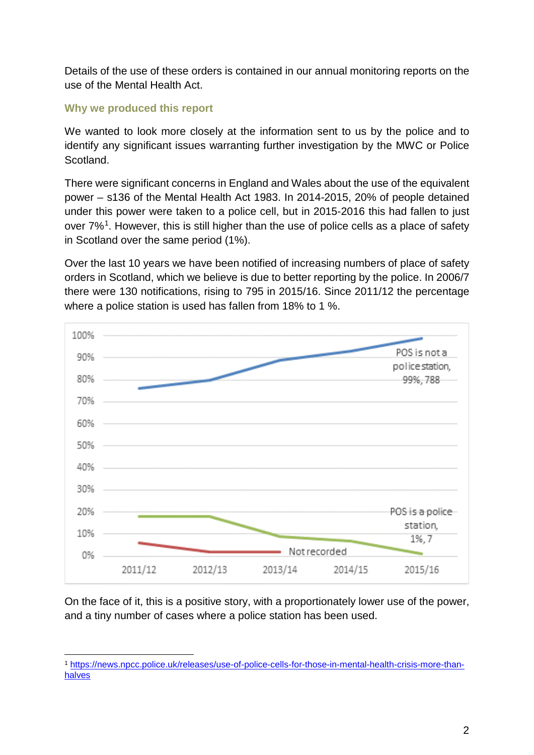Details of the use of these orders is contained in our annual monitoring reports on the use of the Mental Health Act.

### Why we produced this report

We wanted to look more closely at the information sent to us by the police and to identify any significant issues warranting further investigation by the MWC or Police Scotland.

There were significant concerns in England and Wales about the use of the equivalent power – s136 of the Mental Health Act 1983. In 2014-2015, 20% of people detained under this power were taken to a police cell, but in 2015-2016 this had fallen to just over 7%[1]. However, this is still higher than the use of police cells as a place of safety in Scotland over the same period (1%).

Over the last 10 years we have been notified of increasing numbers of place of safety orders in Scotland, which we believe is due to better reporting by the police. In 2006/7 there were 130 notifications, rising to 795 in 2015/16. Since 2011/12 the percentage where a police station is used has fallen from 18% to 1 %.

100%
90%
80%
70%
60%
50%
40%
30%
20%
10%
0%

POS is not a police station, 99%, 788

POS is a police station, 1%, 7

Not recorded

2011/12 2012/13 2013/14 2014/15 2015/16

On the face of it, this is a positive story, with a proportionately lower use of the power, and a tiny number of cases where a police station has been used.

[1] https://news.npcc.police.uk/releases/use-of-police-cells-for-those-in-mental-health-crisis-more-than-halves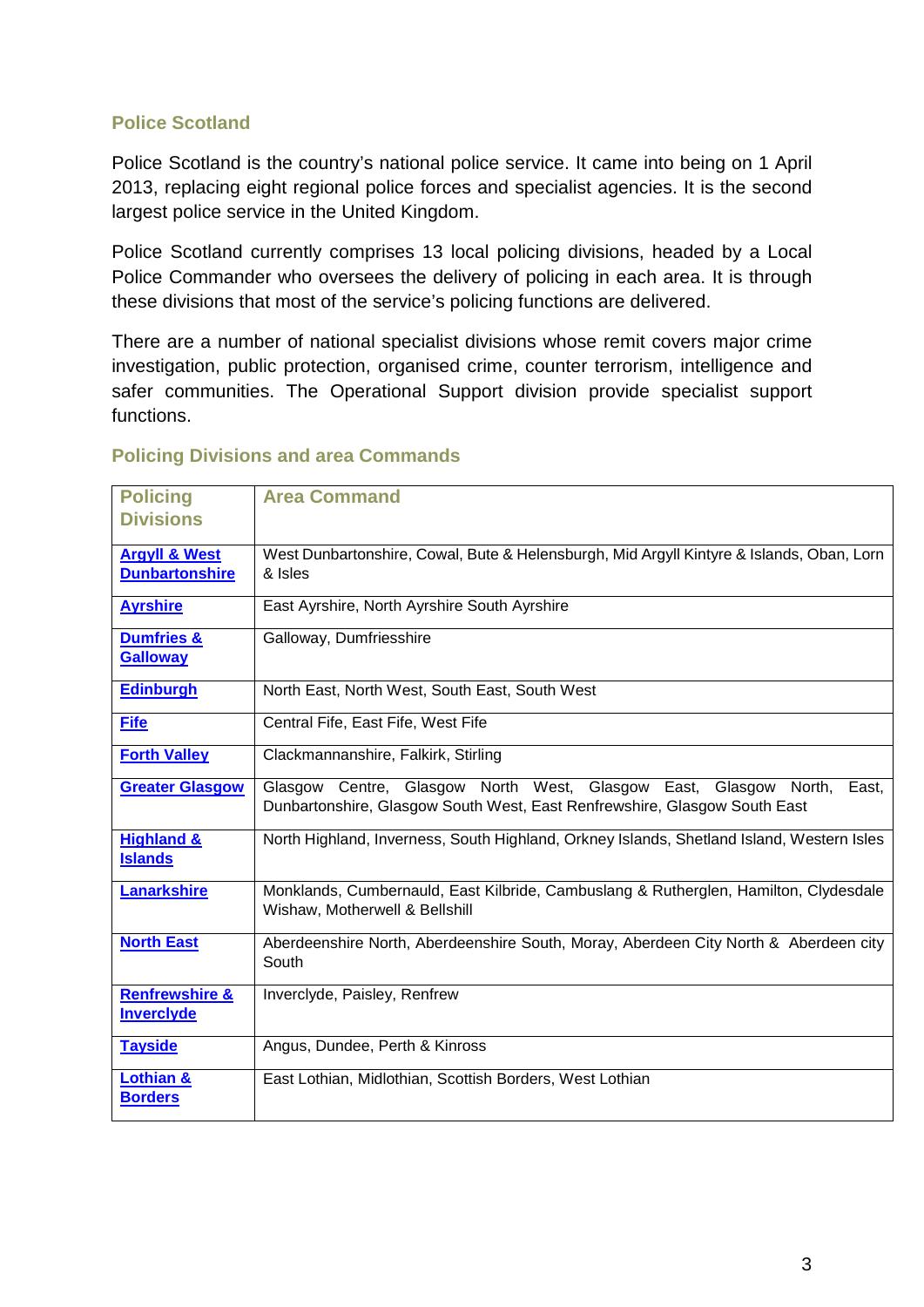## Police Scotland

Police Scotland is the country's national police service. It came into being on 1 April 2013, replacing eight regional police forces and specialist agencies. It is the second largest police service in the United Kingdom.

Police Scotland currently comprises 13 local policing divisions, headed by a Local Police Commander who oversees the delivery of policing in each area. It is through these divisions that most of the service's policing functions are delivered.

There are a number of national specialist divisions whose remit covers major crime investigation, public protection, organised crime, counter terrorism, intelligence and safer communities. The Operational Support division provide specialist support functions.

## Policing Divisions and area Commands

| Policing Divisions | Area Command |
|---|---|
| **Argyll & West Dunbartonshire** | West Dunbartonshire, Cowal, Bute & Helensburgh, Mid Argyll Kintyre & Islands, Oban, Lorn & Isles |
| **Ayrshire** | East Ayrshire, North Ayrshire South Ayrshire |
| **Dumfries & Galloway** | Galloway, Dumfriesshire |
| **Edinburgh** | North East, North West, South East, South West |
| **Fife** | Central Fife, East Fife, West Fife |
| **Forth Valley** | Clackmannanshire, Falkirk, Stirling |
| **Greater Glasgow** | Glasgow Centre, Glasgow North West, Glasgow East, Glasgow North, East, Dunbartonshire, Glasgow South West, East Renfrewshire, Glasgow South East |
| **Highland & Islands** | North Highland, Inverness, South Highland, Orkney Islands, Shetland Island, Western Isles |
| **Lanarkshire** | Monklands, Cumbernauld, East Kilbride, Cambuslang & Rutherglen, Hamilton, Clydesdale Wishaw, Motherwell & Bellshill |
| **North East** | Aberdeenshire North, Aberdeenshire South, Moray, Aberdeen City North & Aberdeen city South |
| **Renfrewshire & Inverclyde** | Inverclyde, Paisley, Renfrew |
| **Tayside** | Angus, Dundee, Perth & Kinross |
| **Lothian & Borders** | East Lothian, Midlothian, Scottish Borders, West Lothian |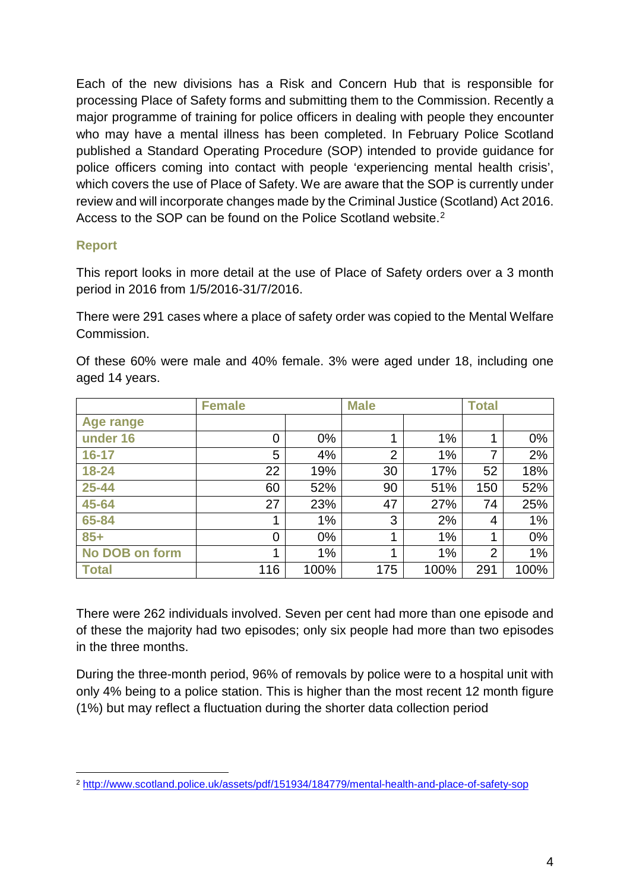Each of the new divisions has a Risk and Concern Hub that is responsible for processing Place of Safety forms and submitting them to the Commission. Recently a major programme of training for police officers in dealing with people they encounter who may have a mental illness has been completed. In February Police Scotland published a Standard Operating Procedure (SOP) intended to provide guidance for police officers coming into contact with people 'experiencing mental health crisis', which covers the use of Place of Safety. We are aware that the SOP is currently under review and will incorporate changes made by the Criminal Justice (Scotland) Act 2016. Access to the SOP can be found on the Police Scotland website.[2]

### Report

This report looks in more detail at the use of Place of Safety orders over a 3 month period in 2016 from 1/5/2016-31/7/2016.

There were 291 cases where a place of safety order was copied to the Mental Welfare Commission.

Of these 60% were male and 40% female. 3% were aged under 18, including one aged 14 years.

| | Female | | Male | | Total | |
|---|---|---|---|---|---|---|
| Age range | | | | | | |
| under 16 | 0 | 0% | 1 | 1% | 1 | 0% |
| 16-17 | 5 | 4% | 2 | 1% | 7 | 2% |
| 18-24 | 22 | 19% | 30 | 17% | 52 | 18% |
| 25-44 | 60 | 52% | 90 | 51% | 150 | 52% |
| 45-64 | 27 | 23% | 47 | 27% | 74 | 25% |
| 65-84 | 1 | 1% | 3 | 2% | 4 | 1% |
| 85+ | 0 | 0% | 1 | 1% | 1 | 0% |
| No DOB on form | 1 | 1% | 1 | 1% | 2 | 1% |
| Total | 116 | 100% | 175 | 100% | 291 | 100% |

There were 262 individuals involved. Seven per cent had more than one episode and of these the majority had two episodes; only six people had more than two episodes in the three months.

During the three-month period, 96% of removals by police were to a hospital unit with only 4% being to a police station. This is higher than the most recent 12 month figure (1%) but may reflect a fluctuation during the shorter data collection period

[2] http://www.scotland.police.uk/assets/pdf/151934/184779/mental-health-and-place-of-safety-sop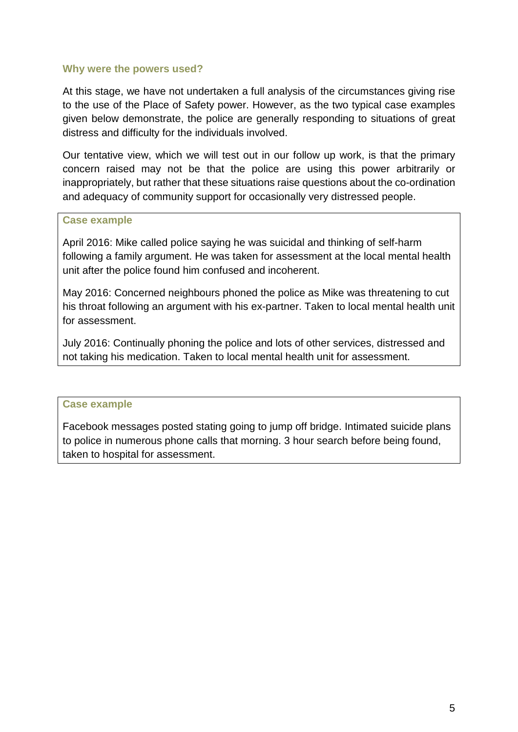### Why were the powers used?

At this stage, we have not undertaken a full analysis of the circumstances giving rise to the use of the Place of Safety power. However, as the two typical case examples given below demonstrate, the police are generally responding to situations of great distress and difficulty for the individuals involved.

Our tentative view, which we will test out in our follow up work, is that the primary concern raised may not be that the police are using this power arbitrarily or inappropriately, but rather that these situations raise questions about the co-ordination and adequacy of community support for occasionally very distressed people.

> **Case example**
>
> April 2016: Mike called police saying he was suicidal and thinking of self-harm following a family argument. He was taken for assessment at the local mental health unit after the police found him confused and incoherent.
>
> May 2016: Concerned neighbours phoned the police as Mike was threatening to cut his throat following an argument with his ex-partner. Taken to local mental health unit for assessment.
>
> July 2016: Continually phoning the police and lots of other services, distressed and not taking his medication. Taken to local mental health unit for assessment.

> **Case example**
>
> Facebook messages posted stating going to jump off bridge. Intimated suicide plans to police in numerous phone calls that morning. 3 hour search before being found, taken to hospital for assessment.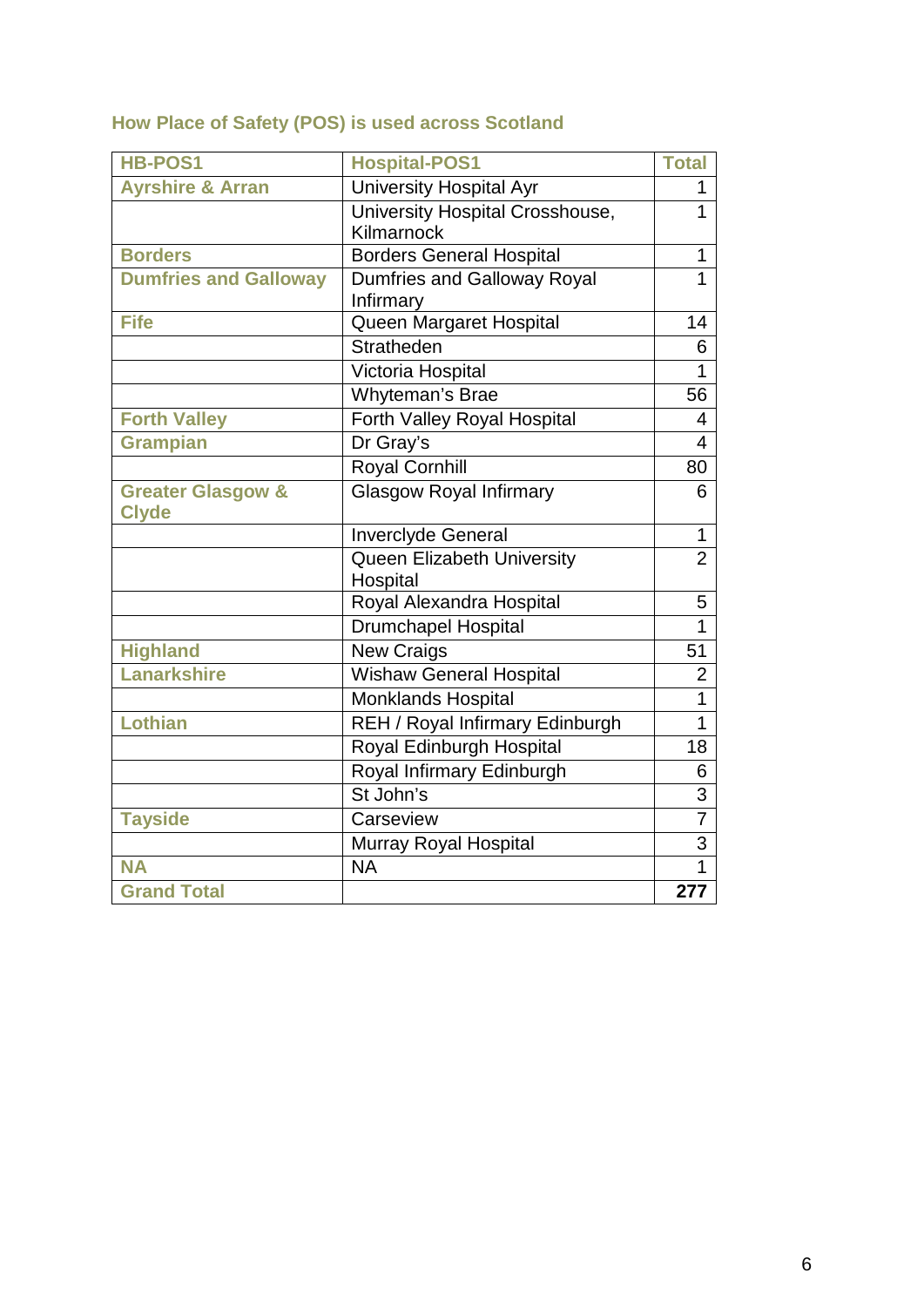## How Place of Safety (POS) is used across Scotland

| HB-POS1 | Hospital-POS1 | Total |
|---|---|---|
| Ayrshire & Arran | University Hospital Ayr | 1 |
| | University Hospital Crosshouse, Kilmarnock | 1 |
| Borders | Borders General Hospital | 1 |
| Dumfries and Galloway | Dumfries and Galloway Royal Infirmary | 1 |
| Fife | Queen Margaret Hospital | 14 |
| | Stratheden | 6 |
| | Victoria Hospital | 1 |
| | Whyteman's Brae | 56 |
| Forth Valley | Forth Valley Royal Hospital | 4 |
| Grampian | Dr Gray's | 4 |
| | Royal Cornhill | 80 |
| Greater Glasgow & Clyde | Glasgow Royal Infirmary | 6 |
| | Inverclyde General | 1 |
| | Queen Elizabeth University Hospital | 2 |
| | Royal Alexandra Hospital | 5 |
| | Drumchapel Hospital | 1 |
| Highland | New Craigs | 51 |
| Lanarkshire | Wishaw General Hospital | 2 |
| | Monklands Hospital | 1 |
| Lothian | REH / Royal Infirmary Edinburgh | 1 |
| | Royal Edinburgh Hospital | 18 |
| | Royal Infirmary Edinburgh | 6 |
| | St John's | 3 |
| Tayside | Carseview | 7 |
| | Murray Royal Hospital | 3 |
| NA | NA | 1 |
| Grand Total | | **277** |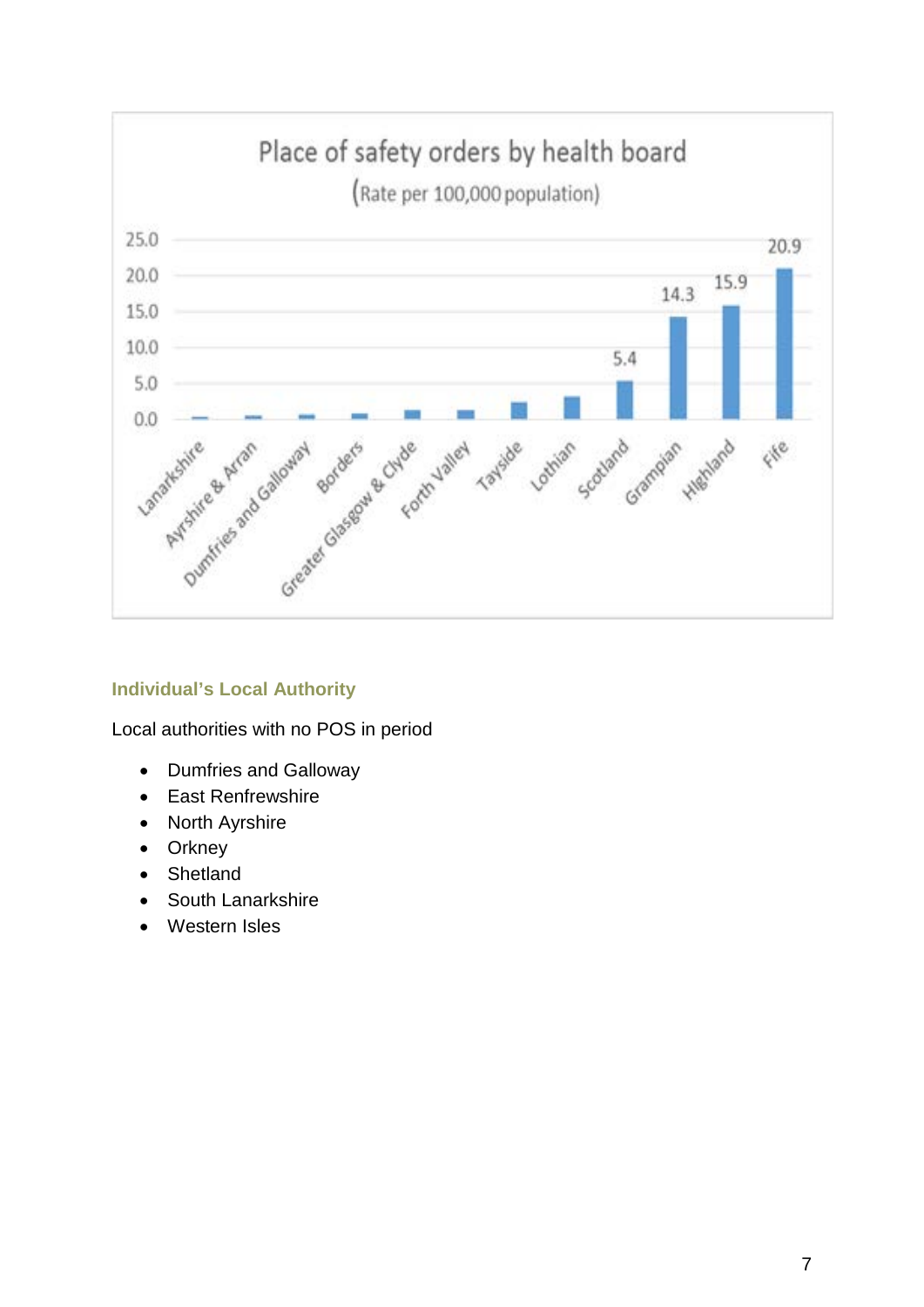Place of safety orders by health board

(Rate per 100,000 population)

| Health board | Rate |
| --- | --- |
| Lanarkshire | |
| Ayrshire & Arran | |
| Dumfries and Galloway | |
| Borders | |
| Greater Glasgow & Clyde | |
| Forth Valley | |
| Tayside | |
| Lothian | |
| Scotland | 5.4 |
| Grampian | 14.3 |
| Highland | 15.9 |
| Fife | 20.9 |

### Individual's Local Authority

Local authorities with no POS in period

- Dumfries and Galloway
- East Renfrewshire
- North Ayrshire
- Orkney
- Shetland
- South Lanarkshire
- Western Isles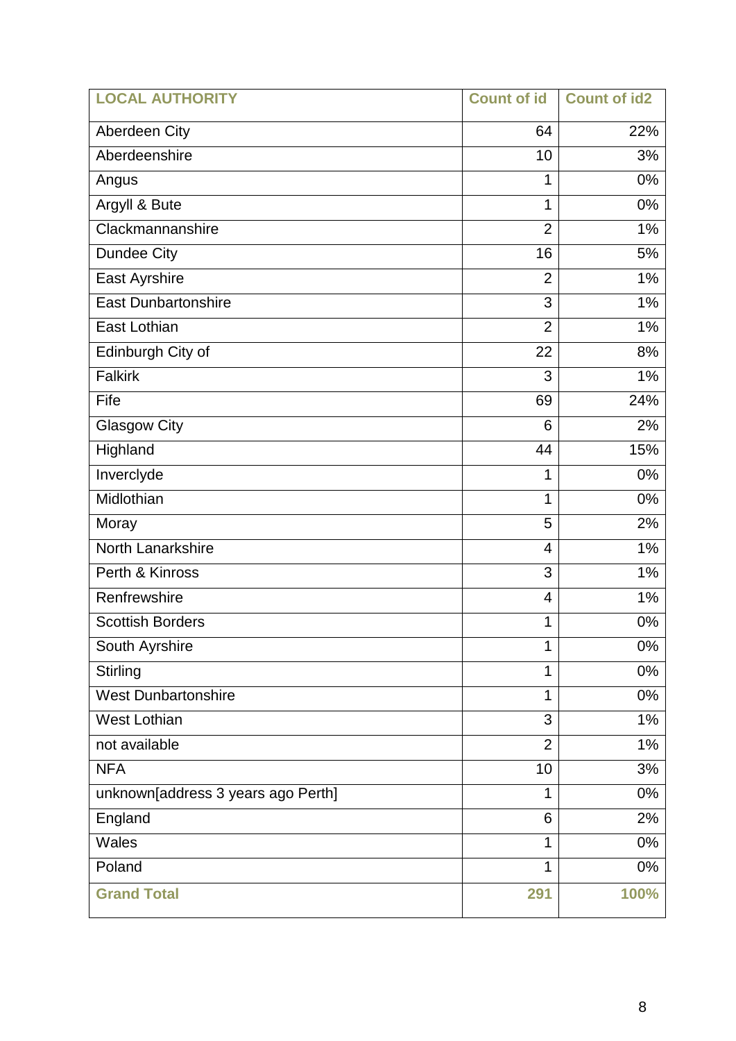| LOCAL AUTHORITY | Count of id | Count of id2 |
|---|---|---|
| Aberdeen City | 64 | 22% |
| Aberdeenshire | 10 | 3% |
| Angus | 1 | 0% |
| Argyll & Bute | 1 | 0% |
| Clackmannanshire | 2 | 1% |
| Dundee City | 16 | 5% |
| East Ayrshire | 2 | 1% |
| East Dunbartonshire | 3 | 1% |
| East Lothian | 2 | 1% |
| Edinburgh City of | 22 | 8% |
| Falkirk | 3 | 1% |
| Fife | 69 | 24% |
| Glasgow City | 6 | 2% |
| Highland | 44 | 15% |
| Inverclyde | 1 | 0% |
| Midlothian | 1 | 0% |
| Moray | 5 | 2% |
| North Lanarkshire | 4 | 1% |
| Perth & Kinross | 3 | 1% |
| Renfrewshire | 4 | 1% |
| Scottish Borders | 1 | 0% |
| South Ayrshire | 1 | 0% |
| Stirling | 1 | 0% |
| West Dunbartonshire | 1 | 0% |
| West Lothian | 3 | 1% |
| not available | 2 | 1% |
| NFA | 10 | 3% |
| unknown[address 3 years ago Perth] | 1 | 0% |
| England | 6 | 2% |
| Wales | 1 | 0% |
| Poland | 1 | 0% |
| **Grand Total** | **291** | **100%** |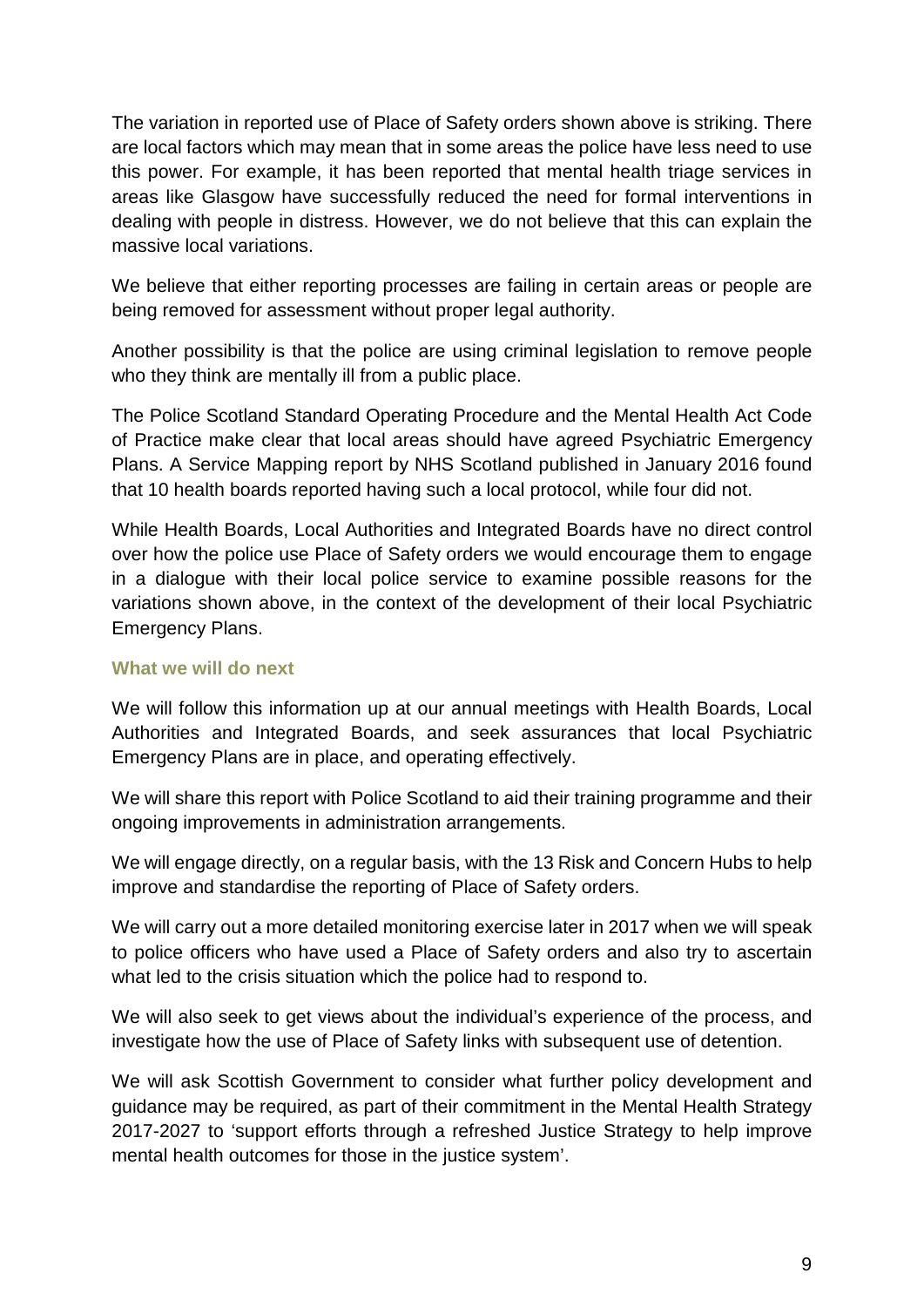The variation in reported use of Place of Safety orders shown above is striking. There are local factors which may mean that in some areas the police have less need to use this power. For example, it has been reported that mental health triage services in areas like Glasgow have successfully reduced the need for formal interventions in dealing with people in distress. However, we do not believe that this can explain the massive local variations.

We believe that either reporting processes are failing in certain areas or people are being removed for assessment without proper legal authority.

Another possibility is that the police are using criminal legislation to remove people who they think are mentally ill from a public place.

The Police Scotland Standard Operating Procedure and the Mental Health Act Code of Practice make clear that local areas should have agreed Psychiatric Emergency Plans. A Service Mapping report by NHS Scotland published in January 2016 found that 10 health boards reported having such a local protocol, while four did not.

While Health Boards, Local Authorities and Integrated Boards have no direct control over how the police use Place of Safety orders we would encourage them to engage in a dialogue with their local police service to examine possible reasons for the variations shown above, in the context of the development of their local Psychiatric Emergency Plans.

### What we will do next

We will follow this information up at our annual meetings with Health Boards, Local Authorities and Integrated Boards, and seek assurances that local Psychiatric Emergency Plans are in place, and operating effectively.

We will share this report with Police Scotland to aid their training programme and their ongoing improvements in administration arrangements.

We will engage directly, on a regular basis, with the 13 Risk and Concern Hubs to help improve and standardise the reporting of Place of Safety orders.

We will carry out a more detailed monitoring exercise later in 2017 when we will speak to police officers who have used a Place of Safety orders and also try to ascertain what led to the crisis situation which the police had to respond to.

We will also seek to get views about the individual's experience of the process, and investigate how the use of Place of Safety links with subsequent use of detention.

We will ask Scottish Government to consider what further policy development and guidance may be required, as part of their commitment in the Mental Health Strategy 2017-2027 to 'support efforts through a refreshed Justice Strategy to help improve mental health outcomes for those in the justice system'.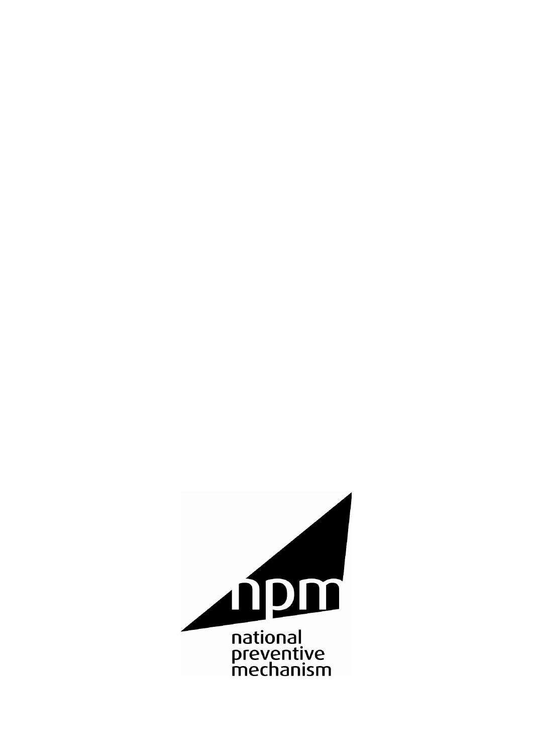npm

national
preventive
mechanism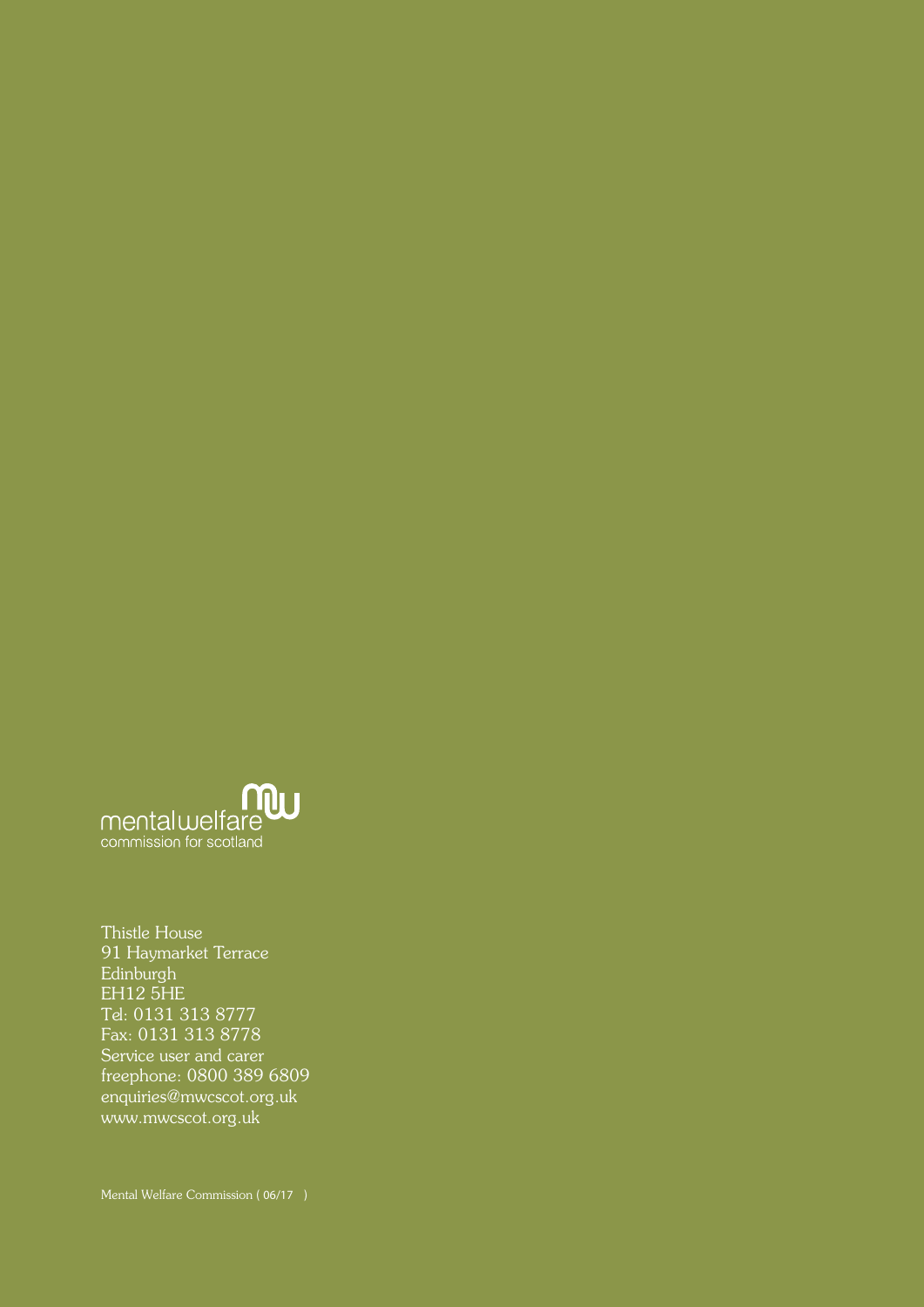mentalwelfare
commission for scotland

Thistle House
91 Haymarket Terrace
Edinburgh
EH12 5HE
Tel: 0131 313 8777
Fax: 0131 313 8778
Service user and carer
freephone: 0800 389 6809
enquiries@mwcscot.org.uk
www.mwcscot.org.uk

Mental Welfare Commission ( 06/17 )